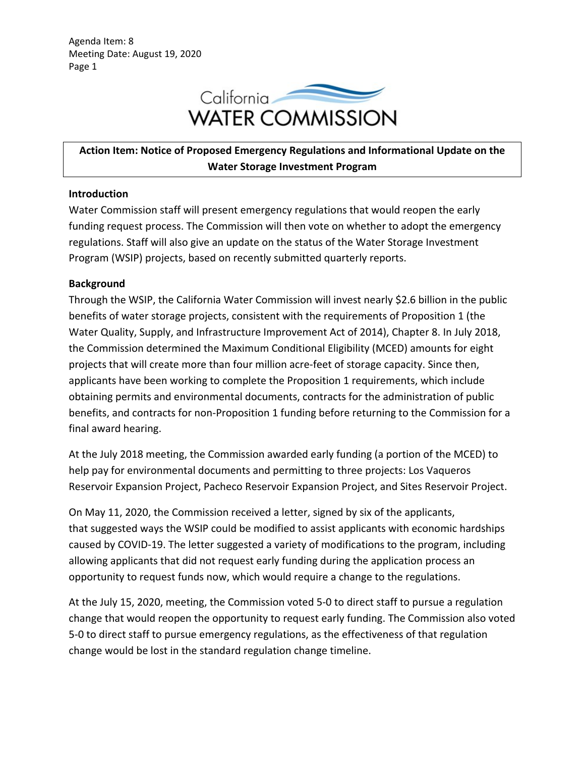# Action Item: Notice of Proposed Emergency Regulations and Informational Update on the Water Storage Investment Program

## Introduction

Water Commission staff will present emergency regulations that would reopen the early funding request process. The Commission will then vote on whether to adopt the emergency regulations. Staff will also give an update on the status of the Water Storage Investment Program (WSIP) projects, based on recently submitted quarterly reports.

## Background

Through the WSIP, the California Water Commission will invest nearly $2.6 billion in the public benefits of water storage projects, consistent with the requirements of Proposition 1 (the Water Quality, Supply, and Infrastructure Improvement Act of 2014), Chapter 8. In July 2018, the Commission determined the Maximum Conditional Eligibility (MCED) amounts for eight projects that will create more than four million acre-feet of storage capacity. Since then, applicants have been working to complete the Proposition 1 requirements, which include obtaining permits and environmental documents, contracts for the administration of public benefits, and contracts for non-Proposition 1 funding before returning to the Commission for a final award hearing.

At the July 2018 meeting, the Commission awarded early funding (a portion of the MCED) to help pay for environmental documents and permitting to three projects: Los Vaqueros Reservoir Expansion Project, Pacheco Reservoir Expansion Project, and Sites Reservoir Project.

On May 11, 2020, the Commission received a letter, signed by six of the applicants, that suggested ways the WSIP could be modified to assist applicants with economic hardships caused by COVID-19. The letter suggested a variety of modifications to the program, including allowing applicants that did not request early funding during the application process an opportunity to request funds now, which would require a change to the regulations.

At the July 15, 2020, meeting, the Commission voted 5-0 to direct staff to pursue a regulation change that would reopen the opportunity to request early funding. The Commission also voted 5-0 to direct staff to pursue emergency regulations, as the effectiveness of that regulation change would be lost in the standard regulation change timeline.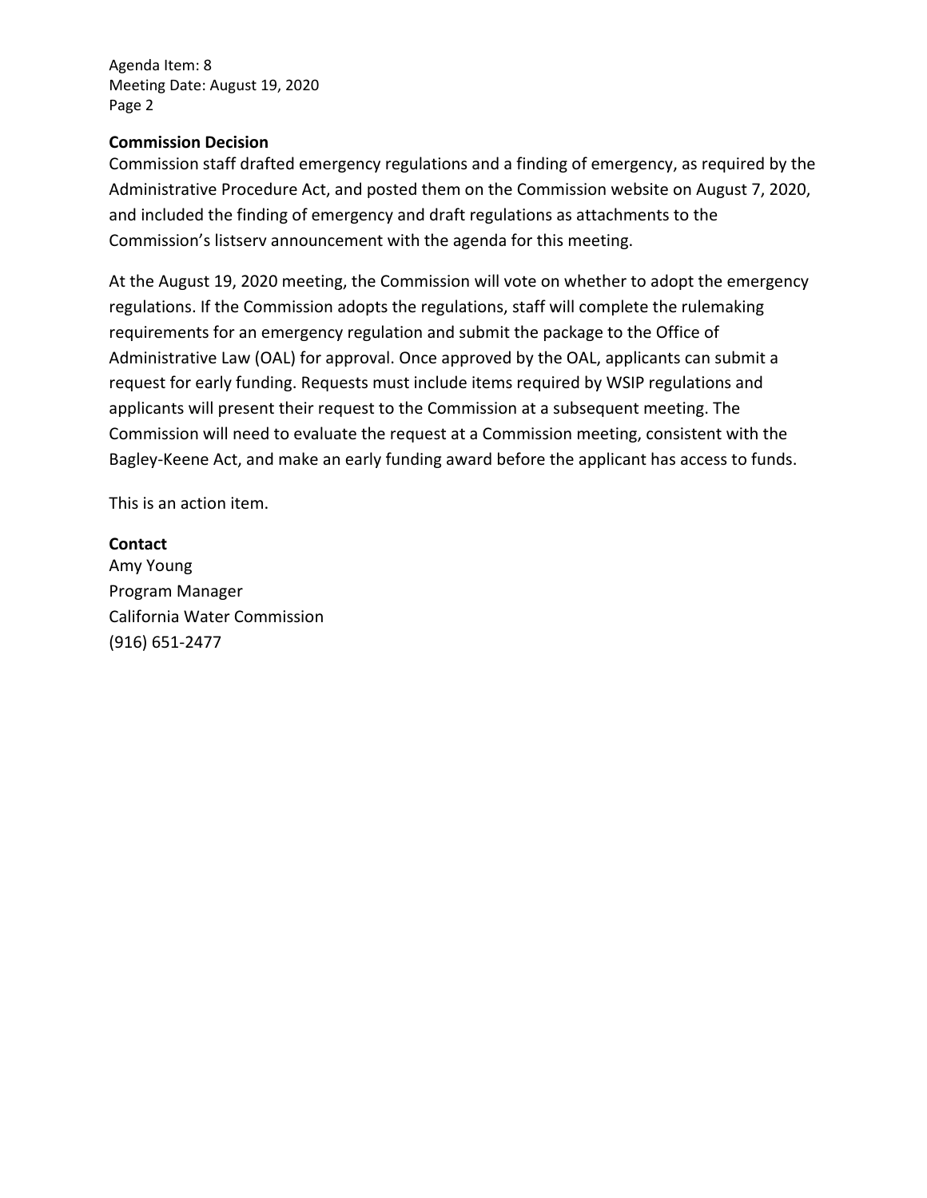## Commission Decision

Commission staff drafted emergency regulations and a finding of emergency, as required by the Administrative Procedure Act, and posted them on the Commission website on August 7, 2020, and included the finding of emergency and draft regulations as attachments to the Commission's listserv announcement with the agenda for this meeting.

At the August 19, 2020 meeting, the Commission will vote on whether to adopt the emergency regulations. If the Commission adopts the regulations, staff will complete the rulemaking requirements for an emergency regulation and submit the package to the Office of Administrative Law (OAL) for approval. Once approved by the OAL, applicants can submit a request for early funding. Requests must include items required by WSIP regulations and applicants will present their request to the Commission at a subsequent meeting. The Commission will need to evaluate the request at a Commission meeting, consistent with the Bagley-Keene Act, and make an early funding award before the applicant has access to funds.

This is an action item.

## Contact

Amy Young
Program Manager
California Water Commission
(916) 651-2477